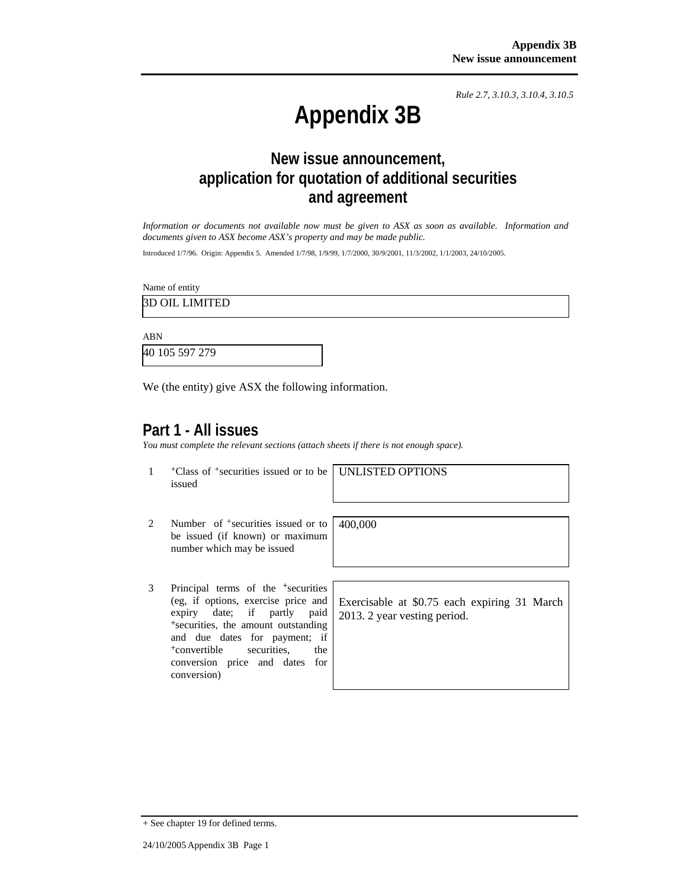*Rule 2.7, 3.10.3, 3.10.4, 3.10.5*

# Appendix 3B

## New issue announcement, application for quotation of additional securities and agreement

*Information or documents not available now must be given to ASX as soon as available. Information and documents given to ASX become ASX's property and may be made public.*

Introduced 1/7/96. Origin: Appendix 5. Amended 1/7/98, 1/9/99, 1/7/2000, 30/9/2001, 11/3/2002, 1/1/2003, 24/10/2005.

Name of entity

| 3D OIL LIMITED |
|---|

ABN

| 40 105 597 279 |
|---|

We (the entity) give ASX the following information.

## Part 1 - All issues

*You must complete the relevant sections (attach sheets if there is not enough space).*

| | | |
|---|---|---|
| 1 | +Class of +securities issued or to be issued | UNLISTED OPTIONS |
| 2 | Number of +securities issued or to be issued (if known) or maximum number which may be issued | 400,000 |
| 3 | Principal terms of the +securities (eg, if options, exercise price and expiry date; if partly paid +securities, the amount outstanding and due dates for payment; if +convertible securities, the conversion price and dates for conversion) | Exercisable at $0.75 each expiring 31 March 2013. 2 year vesting period. |

+ See chapter 19 for defined terms.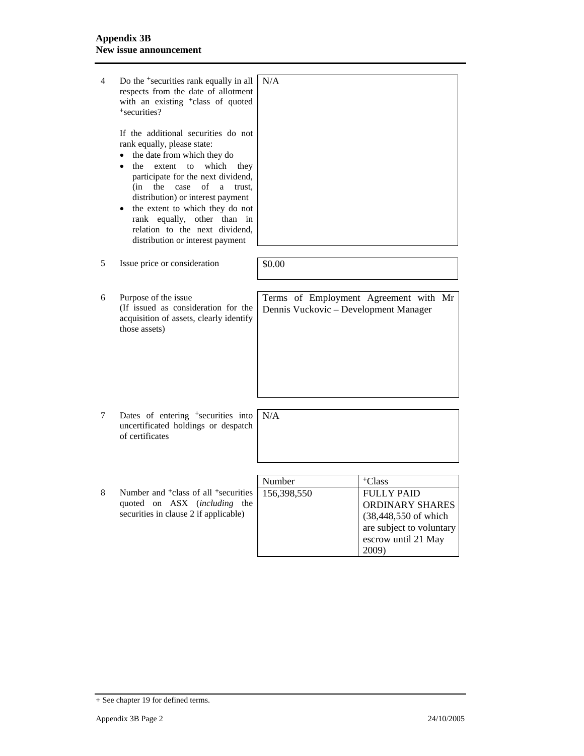| | | |
|---|---|---|
| 4 | Do the +securities rank equally in all respects from the date of allotment with an existing +class of quoted +securities?<br><br>If the additional securities do not rank equally, please state:<br>• the date from which they do<br>• the extent to which they participate for the next dividend, (in the case of a trust, distribution) or interest payment<br>• the extent to which they do not rank equally, other than in relation to the next dividend, distribution or interest payment | N/A |
| 5 | Issue price or consideration | $0.00 |
| 6 | Purpose of the issue<br>(If issued as consideration for the acquisition of assets, clearly identify those assets) | Terms of Employment Agreement with Mr Dennis Vuckovic – Development Manager |
| 7 | Dates of entering +securities into uncertificated holdings or despatch of certificates | N/A |

| | | Number | +Class |
|---|---|---|---|
| 8 | Number and +class of all +securities quoted on ASX (*including* the securities in clause 2 if applicable) | 156,398,550 | FULLY PAID ORDINARY SHARES (38,448,550 of which are subject to voluntary escrow until 21 May 2009) |

+ See chapter 19 for defined terms.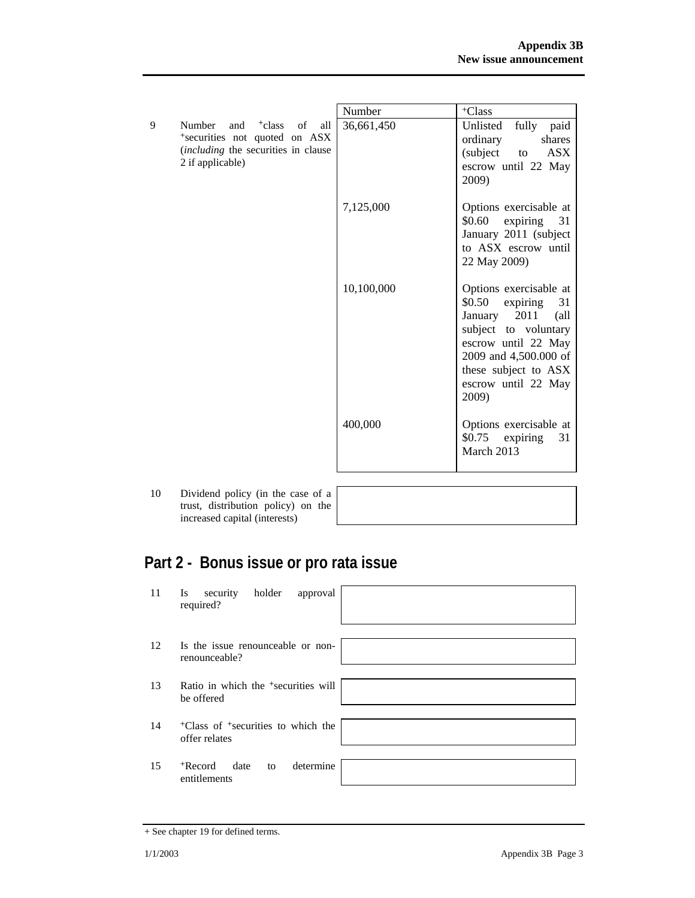| | | Number | +Class |
|---|---|---|---|
| 9 | Number and +class of all +securities not quoted on ASX (*including* the securities in clause 2 if applicable) | 36,661,450 | Unlisted fully paid ordinary shares (subject to ASX escrow until 22 May 2009) |
| | | 7,125,000 | Options exercisable at \$0.60 expiring 31 January 2011 (subject to ASX escrow until 22 May 2009) |
| | | 10,100,000 | Options exercisable at \$0.50 expiring 31 January 2011 (all subject to voluntary escrow until 22 May 2009 and 4,500.000 of these subject to ASX escrow until 22 May 2009) |
| | | 400,000 | Options exercisable at \$0.75 expiring 31 March 2013 |

| | | |
|---|---|---|
| 10 | Dividend policy (in the case of a trust, distribution policy) on the increased capital (interests) | |

## Part 2 - Bonus issue or pro rata issue

| | | |
|---|---|---|
| 11 | Is security holder approval required? | |
| 12 | Is the issue renounceable or non-renounceable? | |
| 13 | Ratio in which the +securities will be offered | |
| 14 | +Class of +securities to which the offer relates | |
| 15 | +Record date to determine entitlements | |

+ See chapter 19 for defined terms.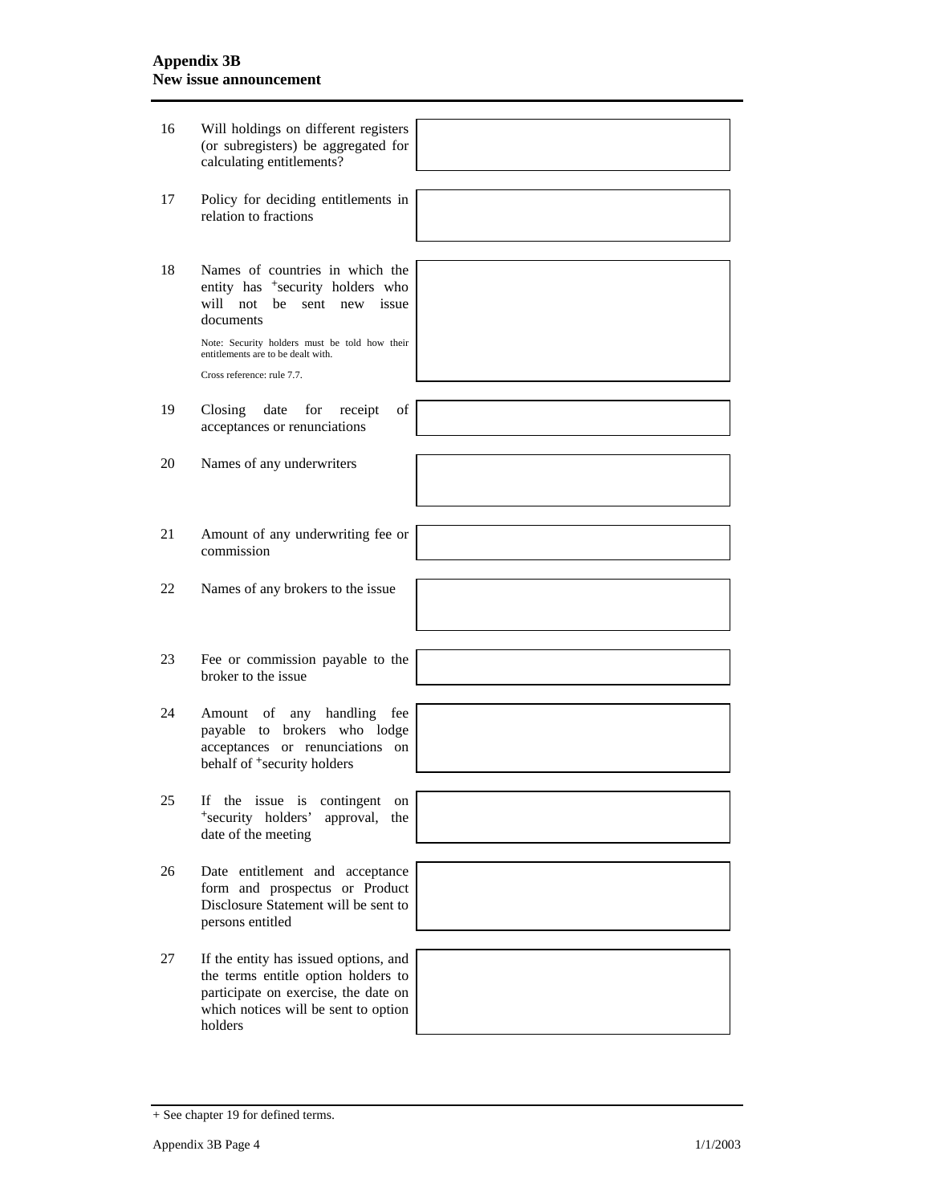| | | |
|---|---|---|
| 16 | Will holdings on different registers (or subregisters) be aggregated for calculating entitlements? | |
| 17 | Policy for deciding entitlements in relation to fractions | |
| 18 | Names of countries in which the entity has +security holders who will not be sent new issue documents<br><br>Note: Security holders must be told how their entitlements are to be dealt with.<br><br>Cross reference: rule 7.7. | |
| 19 | Closing date for receipt of acceptances or renunciations | |
| 20 | Names of any underwriters | |
| 21 | Amount of any underwriting fee or commission | |
| 22 | Names of any brokers to the issue | |
| 23 | Fee or commission payable to the broker to the issue | |
| 24 | Amount of any handling fee payable to brokers who lodge acceptances or renunciations on behalf of +security holders | |
| 25 | If the issue is contingent on +security holders' approval, the date of the meeting | |
| 26 | Date entitlement and acceptance form and prospectus or Product Disclosure Statement will be sent to persons entitled | |
| 27 | If the entity has issued options, and the terms entitle option holders to participate on exercise, the date on which notices will be sent to option holders | |

+ See chapter 19 for defined terms.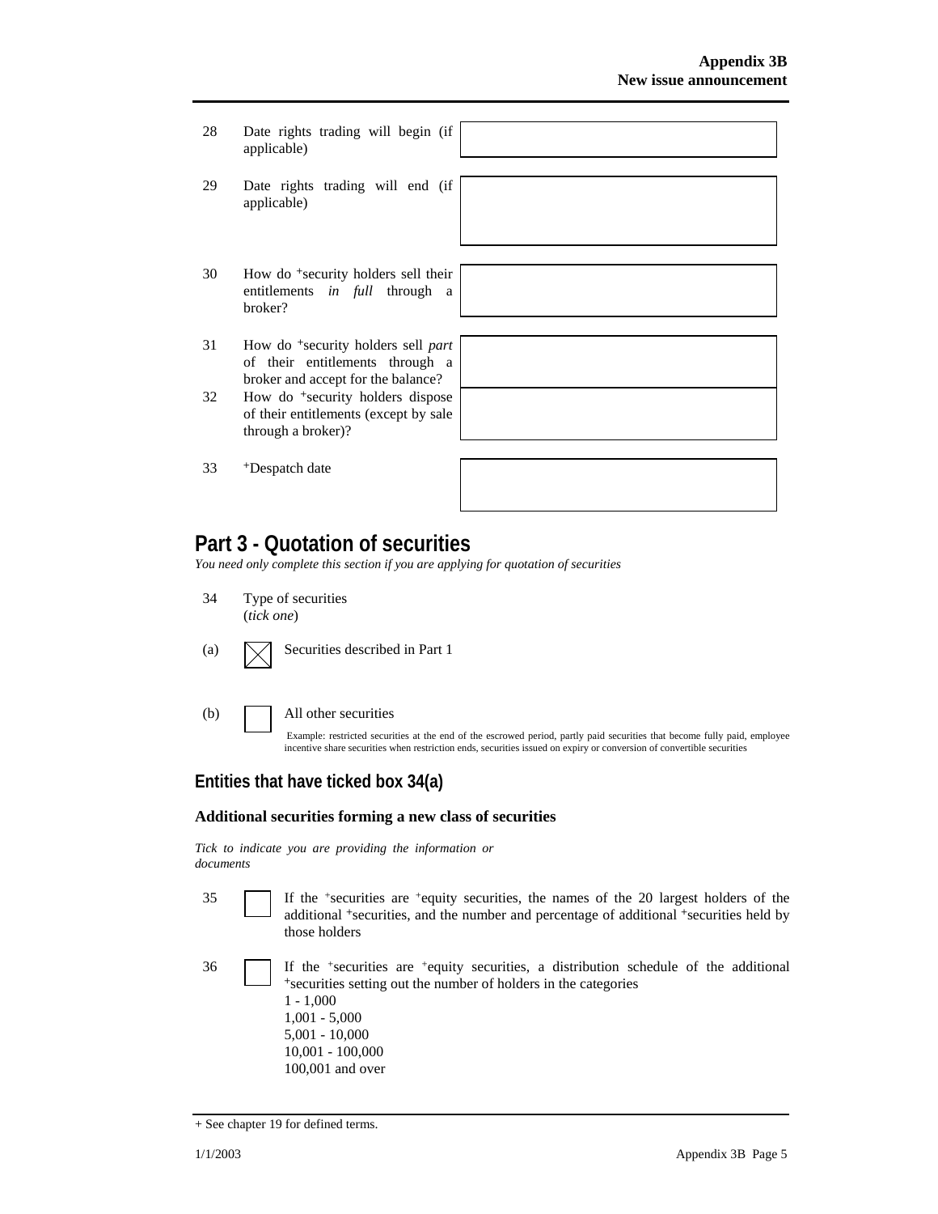| | | |
|---|---|---|
| 28 | Date rights trading will begin (if applicable) | |
| 29 | Date rights trading will end (if applicable) | |
| 30 | How do +security holders sell their entitlements *in full* through a broker? | |
| 31 | How do +security holders sell *part* of their entitlements through a broker and accept for the balance? | |
| 32 | How do +security holders dispose of their entitlements (except by sale through a broker)? | |
| 33 | +Despatch date | |

## Part 3 - Quotation of securities

*You need only complete this section if you are applying for quotation of securities*

34 Type of securities
(*tick one*)

(a) ☒ Securities described in Part 1

(b) ☐ All other securities

Example: restricted securities at the end of the escrowed period, partly paid securities that become fully paid, employee incentive share securities when restriction ends, securities issued on expiry or conversion of convertible securities

### Entities that have ticked box 34(a)

#### Additional securities forming a new class of securities

*Tick to indicate you are providing the information or documents*

35 ☐ If the +securities are +equity securities, the names of the 20 largest holders of the additional +securities, and the number and percentage of additional +securities held by those holders

36 ☐ If the +securities are +equity securities, a distribution schedule of the additional +securities setting out the number of holders in the categories
1 - 1,000
1,001 - 5,000
5,001 - 10,000
10,001 - 100,000
100,001 and over

+ See chapter 19 for defined terms.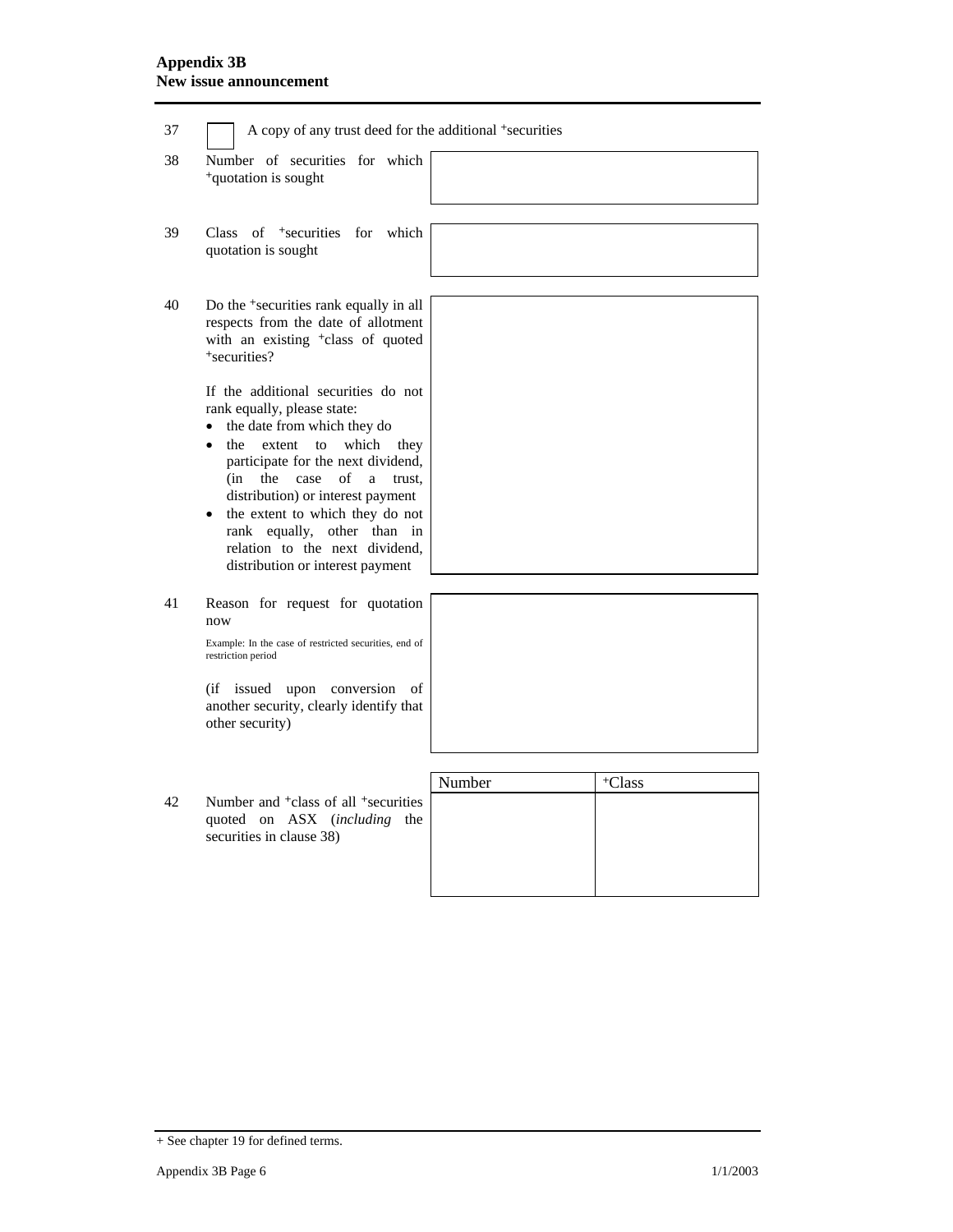37 ☐ A copy of any trust deed for the additional +securities

| | | |
|---|---|---|
| 38 | Number of securities for which +quotation is sought | |
| 39 | Class of +securities for which quotation is sought | |
| 40 | Do the +securities rank equally in all respects from the date of allotment with an existing +class of quoted +securities?<br><br>If the additional securities do not rank equally, please state:<br>• the date from which they do<br>• the extent to which they participate for the next dividend, (in the case of a trust, distribution) or interest payment<br>• the extent to which they do not rank equally, other than in relation to the next dividend, distribution or interest payment | |
| 41 | Reason for request for quotation now<br><br>Example: In the case of restricted securities, end of restriction period<br><br>(if issued upon conversion of another security, clearly identify that other security) | |

42 Number and +class of all +securities quoted on ASX (*including* the securities in clause 38)

| Number | +Class |
|---|---|
| | |

+ See chapter 19 for defined terms.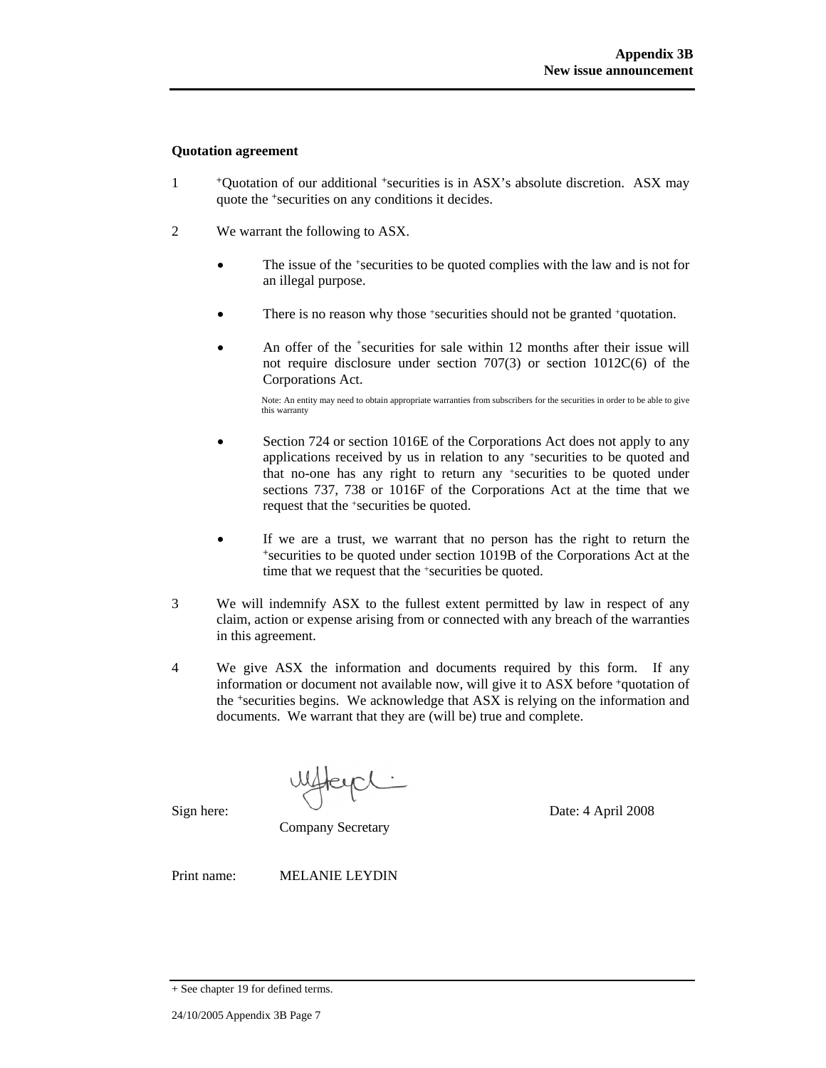**Quotation agreement**

1 +Quotation of our additional +securities is in ASX's absolute discretion. ASX may quote the +securities on any conditions it decides.

2 We warrant the following to ASX.

- The issue of the +securities to be quoted complies with the law and is not for an illegal purpose.

- There is no reason why those +securities should not be granted +quotation.

- An offer of the +securities for sale within 12 months after their issue will not require disclosure under section 707(3) or section 1012C(6) of the Corporations Act.

  Note: An entity may need to obtain appropriate warranties from subscribers for the securities in order to be able to give this warranty

- Section 724 or section 1016E of the Corporations Act does not apply to any applications received by us in relation to any +securities to be quoted and that no-one has any right to return any +securities to be quoted under sections 737, 738 or 1016F of the Corporations Act at the time that we request that the +securities be quoted.

- If we are a trust, we warrant that no person has the right to return the +securities to be quoted under section 1019B of the Corporations Act at the time that we request that the +securities be quoted.

3 We will indemnify ASX to the fullest extent permitted by law in respect of any claim, action or expense arising from or connected with any breach of the warranties in this agreement.

4 We give ASX the information and documents required by this form. If any information or document not available now, will give it to ASX before +quotation of the +securities begins. We acknowledge that ASX is relying on the information and documents. We warrant that they are (will be) true and complete.

Sign here: Company Secretary Date: 4 April 2008

Print name: MELANIE LEYDIN

+ See chapter 19 for defined terms.